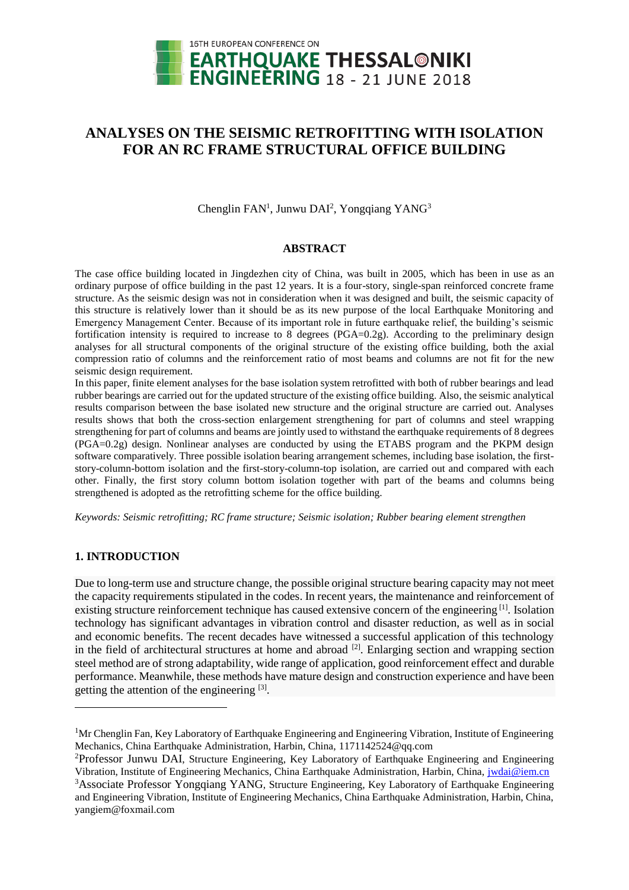# ANALYSES ON THE SEISMIC RETROFITTING WITH ISOLATION FOR AN RC FRAME STRUCTURAL OFFICE BUILDING

Chenglin FAN[1], Junwu DAI[2], Yongqiang YANG[3]

## ABSTRACT

The case office building located in Jingdezhen city of China, was built in 2005, which has been in use as an ordinary purpose of office building in the past 12 years. It is a four-story, single-span reinforced concrete frame structure. As the seismic design was not in consideration when it was designed and built, the seismic capacity of this structure is relatively lower than it should be as its new purpose of the local Earthquake Monitoring and Emergency Management Center. Because of its important role in future earthquake relief, the building's seismic fortification intensity is required to increase to 8 degrees (PGA=0.2g). According to the preliminary design analyses for all structural components of the original structure of the existing office building, both the axial compression ratio of columns and the reinforcement ratio of most beams and columns are not fit for the new seismic design requirement.

In this paper, finite element analyses for the base isolation system retrofitted with both of rubber bearings and lead rubber bearings are carried out for the updated structure of the existing office building. Also, the seismic analytical results comparison between the base isolated new structure and the original structure are carried out. Analyses results shows that both the cross-section enlargement strengthening for part of columns and steel wrapping strengthening for part of columns and beams are jointly used to withstand the earthquake requirements of 8 degrees (PGA=0.2g) design. Nonlinear analyses are conducted by using the ETABS program and the PKPM design software comparatively. Three possible isolation bearing arrangement schemes, including base isolation, the first-story-column-bottom isolation and the first-story-column-top isolation, are carried out and compared with each other. Finally, the first story column bottom isolation together with part of the beams and columns being strengthened is adopted as the retrofitting scheme for the office building.

*Keywords: Seismic retrofitting; RC frame structure; Seismic isolation; Rubber bearing element strengthen*

## 1. INTRODUCTION

Due to long-term use and structure change, the possible original structure bearing capacity may not meet the capacity requirements stipulated in the codes. In recent years, the maintenance and reinforcement of existing structure reinforcement technique has caused extensive concern of the engineering [1]. Isolation technology has significant advantages in vibration control and disaster reduction, as well as in social and economic benefits. The recent decades have witnessed a successful application of this technology in the field of architectural structures at home and abroad [2]. Enlarging section and wrapping section steel method are of strong adaptability, wide range of application, good reinforcement effect and durable performance. Meanwhile, these methods have mature design and construction experience and have been getting the attention of the engineering [3].

---

[1]Mr Chenglin Fan, Key Laboratory of Earthquake Engineering and Engineering Vibration, Institute of Engineering Mechanics, China Earthquake Administration, Harbin, China, 1171142524@qq.com

[2]Professor Junwu DAI, Structure Engineering, Key Laboratory of Earthquake Engineering and Engineering Vibration, Institute of Engineering Mechanics, China Earthquake Administration, Harbin, China, jwdai@iem.cn

[3]Associate Professor Yongqiang YANG, Structure Engineering, Key Laboratory of Earthquake Engineering and Engineering Vibration, Institute of Engineering Mechanics, China Earthquake Administration, Harbin, China, yangiem@foxmail.com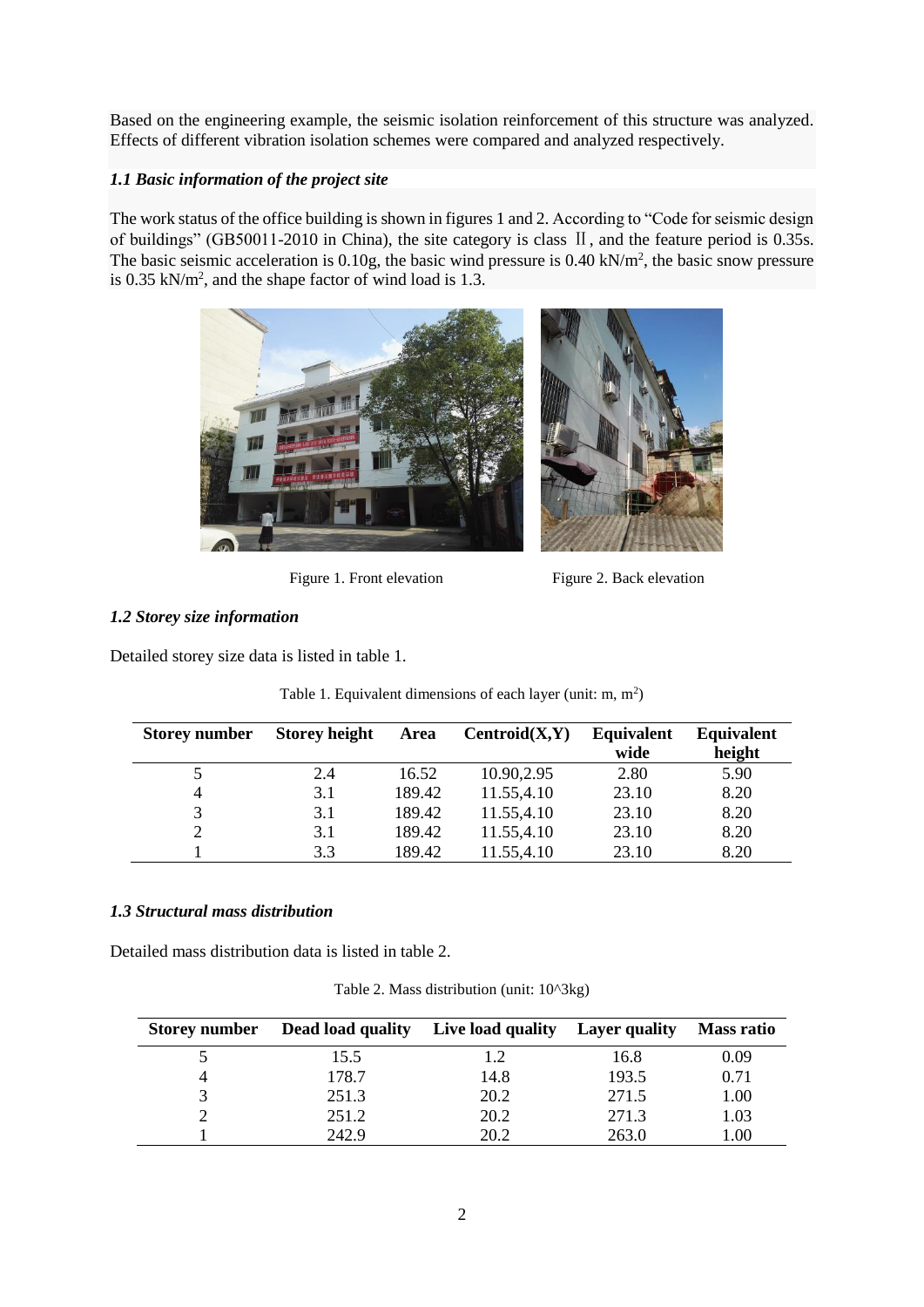Based on the engineering example, the seismic isolation reinforcement of this structure was analyzed. Effects of different vibration isolation schemes were compared and analyzed respectively.

### *1.1 Basic information of the project site*

The work status of the office building is shown in figures 1 and 2. According to "Code for seismic design of buildings" (GB50011-2010 in China), the site category is class Ⅱ, and the feature period is 0.35s. The basic seismic acceleration is 0.10g, the basic wind pressure is 0.40 kN/m$^2$, the basic snow pressure is 0.35 kN/m$^2$, and the shape factor of wind load is 1.3.

Figure 1. Front elevation

Figure 2. Back elevation

### *1.2 Storey size information*

Detailed storey size data is listed in table 1.

Table 1. Equivalent dimensions of each layer (unit: m, m$^2$)

| Storey number | Storey height | Area | Centroid(X,Y) | Equivalent wide | Equivalent height |
|---|---|---|---|---|---|
| 5 | 2.4 | 16.52 | 10.90,2.95 | 2.80 | 5.90 |
| 4 | 3.1 | 189.42 | 11.55,4.10 | 23.10 | 8.20 |
| 3 | 3.1 | 189.42 | 11.55,4.10 | 23.10 | 8.20 |
| 2 | 3.1 | 189.42 | 11.55,4.10 | 23.10 | 8.20 |
| 1 | 3.3 | 189.42 | 11.55,4.10 | 23.10 | 8.20 |

### *1.3 Structural mass distribution*

Detailed mass distribution data is listed in table 2.

Table 2. Mass distribution (unit: 10^3kg)

| Storey number | Dead load quality | Live load quality | Layer quality | Mass ratio |
|---|---|---|---|---|
| 5 | 15.5 | 1.2 | 16.8 | 0.09 |
| 4 | 178.7 | 14.8 | 193.5 | 0.71 |
| 3 | 251.3 | 20.2 | 271.5 | 1.00 |
| 2 | 251.2 | 20.2 | 271.3 | 1.03 |
| 1 | 242.9 | 20.2 | 263.0 | 1.00 |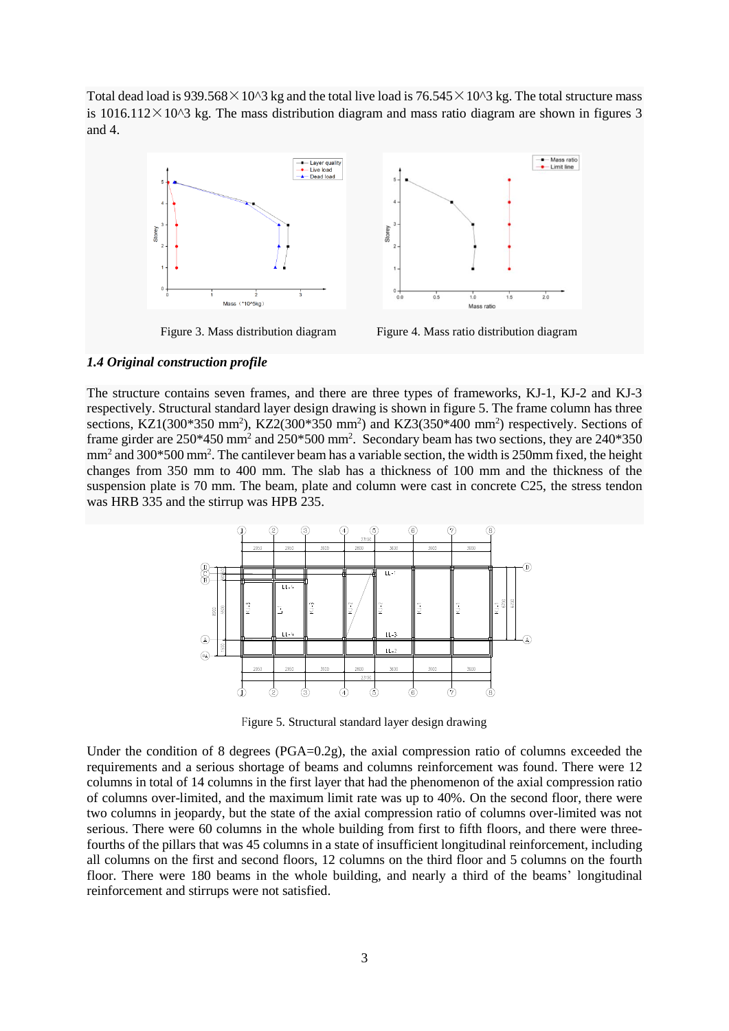Total dead load is 939.568×10^3 kg and the total live load is 76.545×10^3 kg. The total structure mass is 1016.112×10^3 kg. The mass distribution diagram and mass ratio diagram are shown in figures 3 and 4.

Figure 3. Mass distribution diagram

Figure 4. Mass ratio distribution diagram

### *1.4 Original construction profile*

The structure contains seven frames, and there are three types of frameworks, KJ-1, KJ-2 and KJ-3 respectively. Structural standard layer design drawing is shown in figure 5. The frame column has three sections, KZ1(300*350 mm$^2$), KZ2(300*350 mm$^2$) and KZ3(350*400 mm$^2$) respectively. Sections of frame girder are 250*450 mm$^2$ and 250*500 mm$^2$. Secondary beam has two sections, they are 240*350 mm$^2$ and 300*500 mm$^2$. The cantilever beam has a variable section, the width is 250mm fixed, the height changes from 350 mm to 400 mm. The slab has a thickness of 100 mm and the thickness of the suspension plate is 70 mm. The beam, plate and column were cast in concrete C25, the stress tendon was HRB 335 and the stirrup was HPB 235.

Figure 5. Structural standard layer design drawing

Under the condition of 8 degrees (PGA=0.2g), the axial compression ratio of columns exceeded the requirements and a serious shortage of beams and columns reinforcement was found. There were 12 columns in total of 14 columns in the first layer that had the phenomenon of the axial compression ratio of columns over-limited, and the maximum limit rate was up to 40%. On the second floor, there were two columns in jeopardy, but the state of the axial compression ratio of columns over-limited was not serious. There were 60 columns in the whole building from first to fifth floors, and there were three-fourths of the pillars that was 45 columns in a state of insufficient longitudinal reinforcement, including all columns on the first and second floors, 12 columns on the third floor and 5 columns on the fourth floor. There were 180 beams in the whole building, and nearly a third of the beams' longitudinal reinforcement and stirrups were not satisfied.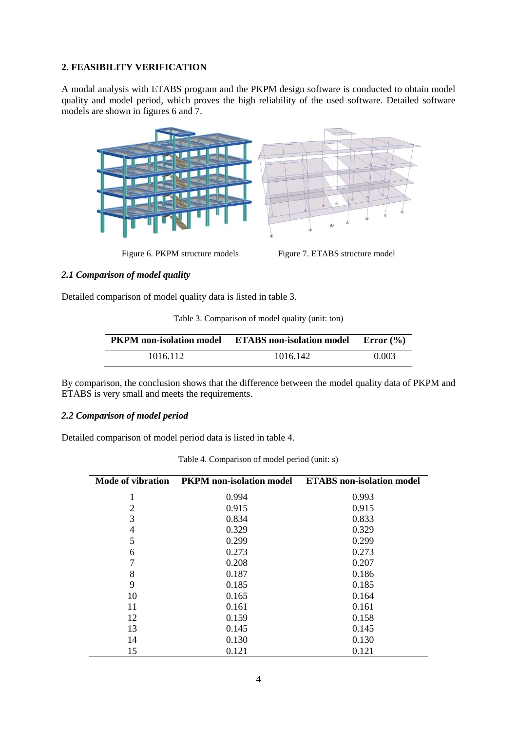## 2. FEASIBILITY VERIFICATION

A modal analysis with ETABS program and the PKPM design software is conducted to obtain model quality and model period, which proves the high reliability of the used software. Detailed software models are shown in figures 6 and 7.

Figure 6. PKPM structure models

Figure 7. ETABS structure model

### *2.1 Comparison of model quality*

Detailed comparison of model quality data is listed in table 3.

Table 3. Comparison of model quality (unit: ton)

| PKPM non-isolation model | ETABS non-isolation model | Error (%) |
|---|---|---|
| 1016.112 | 1016.142 | 0.003 |

By comparison, the conclusion shows that the difference between the model quality data of PKPM and ETABS is very small and meets the requirements.

### *2.2 Comparison of model period*

Detailed comparison of model period data is listed in table 4.

Table 4. Comparison of model period (unit: s)

| Mode of vibration | PKPM non-isolation model | ETABS non-isolation model |
|---|---|---|
| 1 | 0.994 | 0.993 |
| 2 | 0.915 | 0.915 |
| 3 | 0.834 | 0.833 |
| 4 | 0.329 | 0.329 |
| 5 | 0.299 | 0.299 |
| 6 | 0.273 | 0.273 |
| 7 | 0.208 | 0.207 |
| 8 | 0.187 | 0.186 |
| 9 | 0.185 | 0.185 |
| 10 | 0.165 | 0.164 |
| 11 | 0.161 | 0.161 |
| 12 | 0.159 | 0.158 |
| 13 | 0.145 | 0.145 |
| 14 | 0.130 | 0.130 |
| 15 | 0.121 | 0.121 |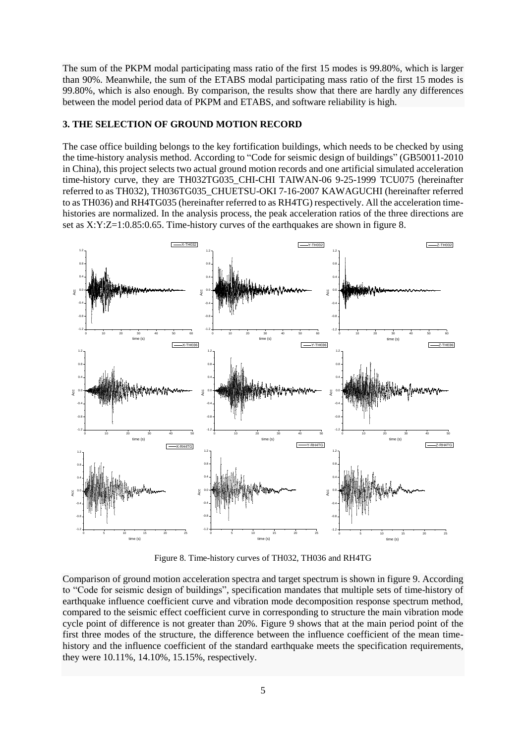The sum of the PKPM modal participating mass ratio of the first 15 modes is 99.80%, which is larger than 90%. Meanwhile, the sum of the ETABS modal participating mass ratio of the first 15 modes is 99.80%, which is also enough. By comparison, the results show that there are hardly any differences between the model period data of PKPM and ETABS, and software reliability is high.

## 3. THE SELECTION OF GROUND MOTION RECORD

The case office building belongs to the key fortification buildings, which needs to be checked by using the time-history analysis method. According to "Code for seismic design of buildings" (GB50011-2010 in China), this project selects two actual ground motion records and one artificial simulated acceleration time-history curve, they are TH032TG035_CHI-CHI TAIWAN-06 9-25-1999 TCU075 (hereinafter referred to as TH032), TH036TG035_CHUETSU-OKI 7-16-2007 KAWAGUCHI (hereinafter referred to as TH036) and RH4TG035 (hereinafter referred to as RH4TG) respectively. All the acceleration time-histories are normalized. In the analysis process, the peak acceleration ratios of the three directions are set as X:Y:Z=1:0.85:0.65. Time-history curves of the earthquakes are shown in figure 8.

Figure 8. Time-history curves of TH032, TH036 and RH4TG

Comparison of ground motion acceleration spectra and target spectrum is shown in figure 9. According to "Code for seismic design of buildings", specification mandates that multiple sets of time-history of earthquake influence coefficient curve and vibration mode decomposition response spectrum method, compared to the seismic effect coefficient curve in corresponding to structure the main vibration mode cycle point of difference is not greater than 20%. Figure 9 shows that at the main period point of the first three modes of the structure, the difference between the influence coefficient of the mean time-history and the influence coefficient of the standard earthquake meets the specification requirements, they were 10.11%, 14.10%, 15.15%, respectively.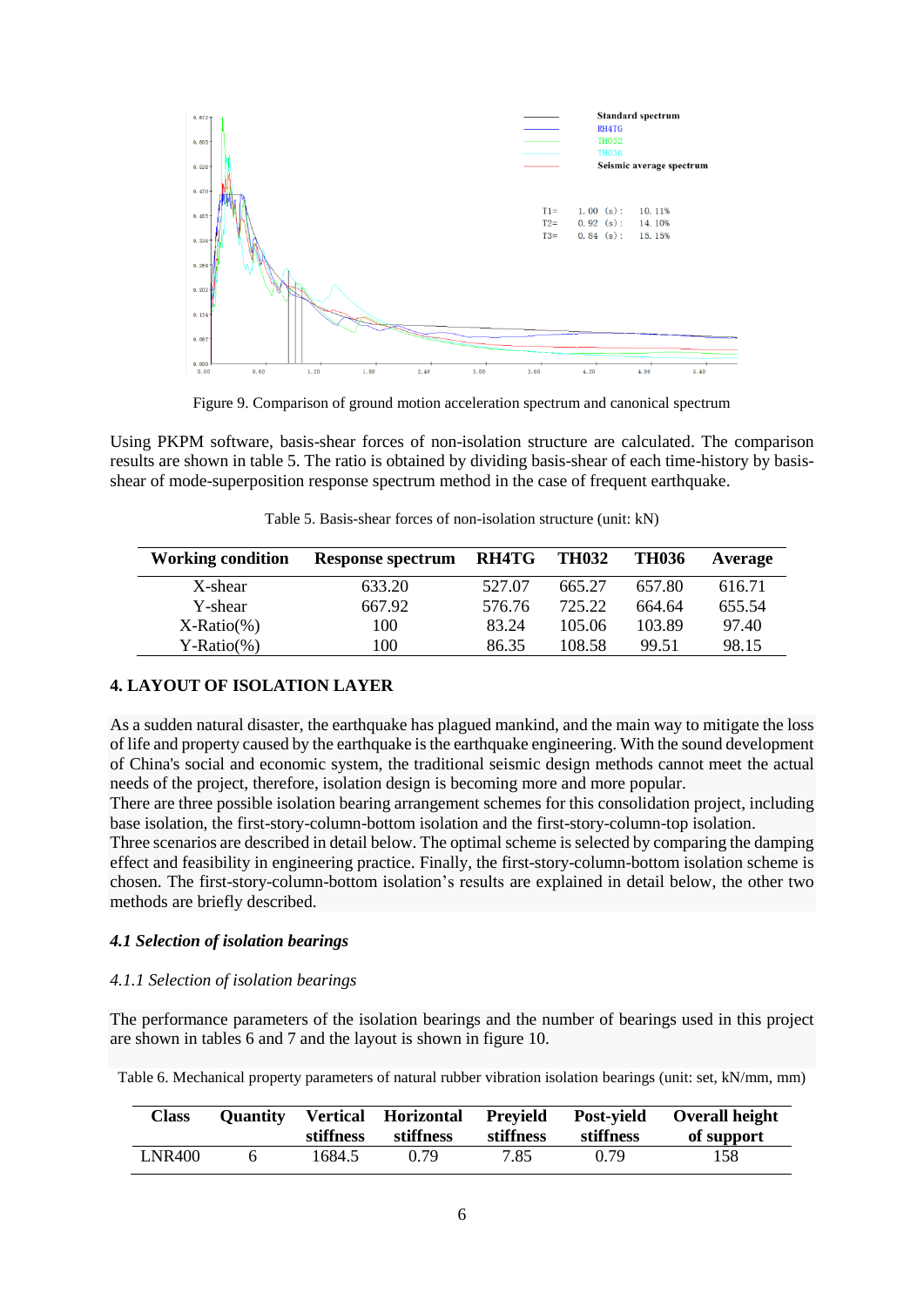Figure 9. Comparison of ground motion acceleration spectrum and canonical spectrum

Using PKPM software, basis-shear forces of non-isolation structure are calculated. The comparison results are shown in table 5. The ratio is obtained by dividing basis-shear of each time-history by basis-shear of mode-superposition response spectrum method in the case of frequent earthquake.

Table 5. Basis-shear forces of non-isolation structure (unit: kN)

| Working condition | Response spectrum | RH4TG | TH032 | TH036 | Average |
|---|---|---|---|---|---|
| X-shear | 633.20 | 527.07 | 665.27 | 657.80 | 616.71 |
| Y-shear | 667.92 | 576.76 | 725.22 | 664.64 | 655.54 |
| X-Ratio(%) | 100 | 83.24 | 105.06 | 103.89 | 97.40 |
| Y-Ratio(%) | 100 | 86.35 | 108.58 | 99.51 | 98.15 |

## 4. LAYOUT OF ISOLATION LAYER

As a sudden natural disaster, the earthquake has plagued mankind, and the main way to mitigate the loss of life and property caused by the earthquake is the earthquake engineering. With the sound development of China's social and economic system, the traditional seismic design methods cannot meet the actual needs of the project, therefore, isolation design is becoming more and more popular.
There are three possible isolation bearing arrangement schemes for this consolidation project, including base isolation, the first-story-column-bottom isolation and the first-story-column-top isolation.
Three scenarios are described in detail below. The optimal scheme is selected by comparing the damping effect and feasibility in engineering practice. Finally, the first-story-column-bottom isolation scheme is chosen. The first-story-column-bottom isolation's results are explained in detail below, the other two methods are briefly described.

### *4.1 Selection of isolation bearings*

#### *4.1.1 Selection of isolation bearings*

The performance parameters of the isolation bearings and the number of bearings used in this project are shown in tables 6 and 7 and the layout is shown in figure 10.

Table 6. Mechanical property parameters of natural rubber vibration isolation bearings (unit: set, kN/mm, mm)

| Class | Quantity | Vertical stiffness | Horizontal stiffness | Preyield stiffness | Post-yield stiffness | Overall height of support |
|---|---|---|---|---|---|---|
| LNR400 | 6 | 1684.5 | 0.79 | 7.85 | 0.79 | 158 |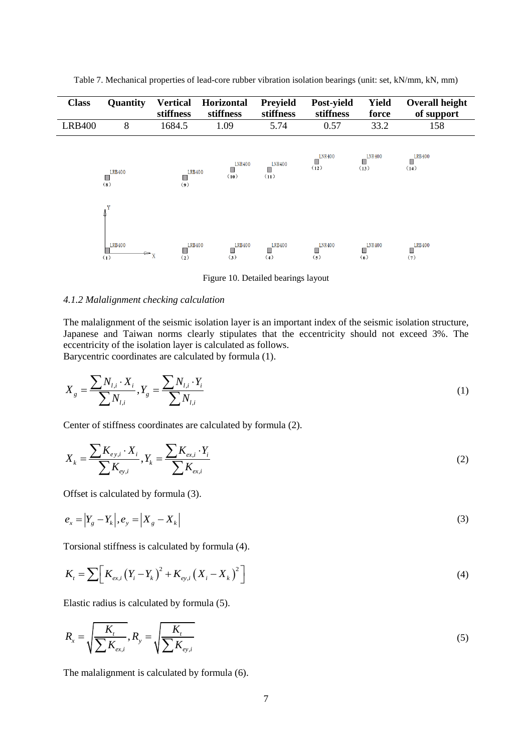Table 7. Mechanical properties of lead-core rubber vibration isolation bearings (unit: set, kN/mm, kN, mm)

| Class | Quantity | Vertical stiffness | Horizontal stiffness | Preyield stiffness | Post-yield stiffness | Yield force | Overall height of support |
|---|---|---|---|---|---|---|---|
| LRB400 | 8 | 1684.5 | 1.09 | 5.74 | 0.57 | 33.2 | 158 |

Figure 10. Detailed bearings layout

#### *4.1.2 Malalignment checking calculation*

The malalignment of the seismic isolation layer is an important index of the seismic isolation structure, Japanese and Taiwan norms clearly stipulates that the eccentricity should not exceed 3%. The eccentricity of the isolation layer is calculated as follows.
Barycentric coordinates are calculated by formula (1).

$$X_g = \frac{\sum N_{l,i} \cdot X_i}{\sum N_{l,i}}, Y_g = \frac{\sum N_{l,i} \cdot Y_i}{\sum N_{l,i}} \tag{1}$$

Center of stiffness coordinates are calculated by formula (2).

$$X_k = \frac{\sum K_{ey,i} \cdot X_i}{\sum K_{ey,i}}, Y_k = \frac{\sum K_{ex,i} \cdot Y_i}{\sum K_{ex,i}} \tag{2}$$

Offset is calculated by formula (3).

$$e_x = \left|Y_g - Y_k\right|, e_y = \left|X_g - X_k\right| \tag{3}$$

Torsional stiffness is calculated by formula (4).

$$K_t = \sum \left[ K_{ex,i} \left(Y_i - Y_k\right)^2 + K_{ey,i} \left(X_i - X_k\right)^2 \right] \tag{4}$$

Elastic radius is calculated by formula (5).

$$R_x = \sqrt{\frac{K_t}{\sum K_{ex,i}}}, R_y = \sqrt{\frac{K_t}{\sum K_{ey,i}}} \tag{5}$$

The malalignment is calculated by formula (6).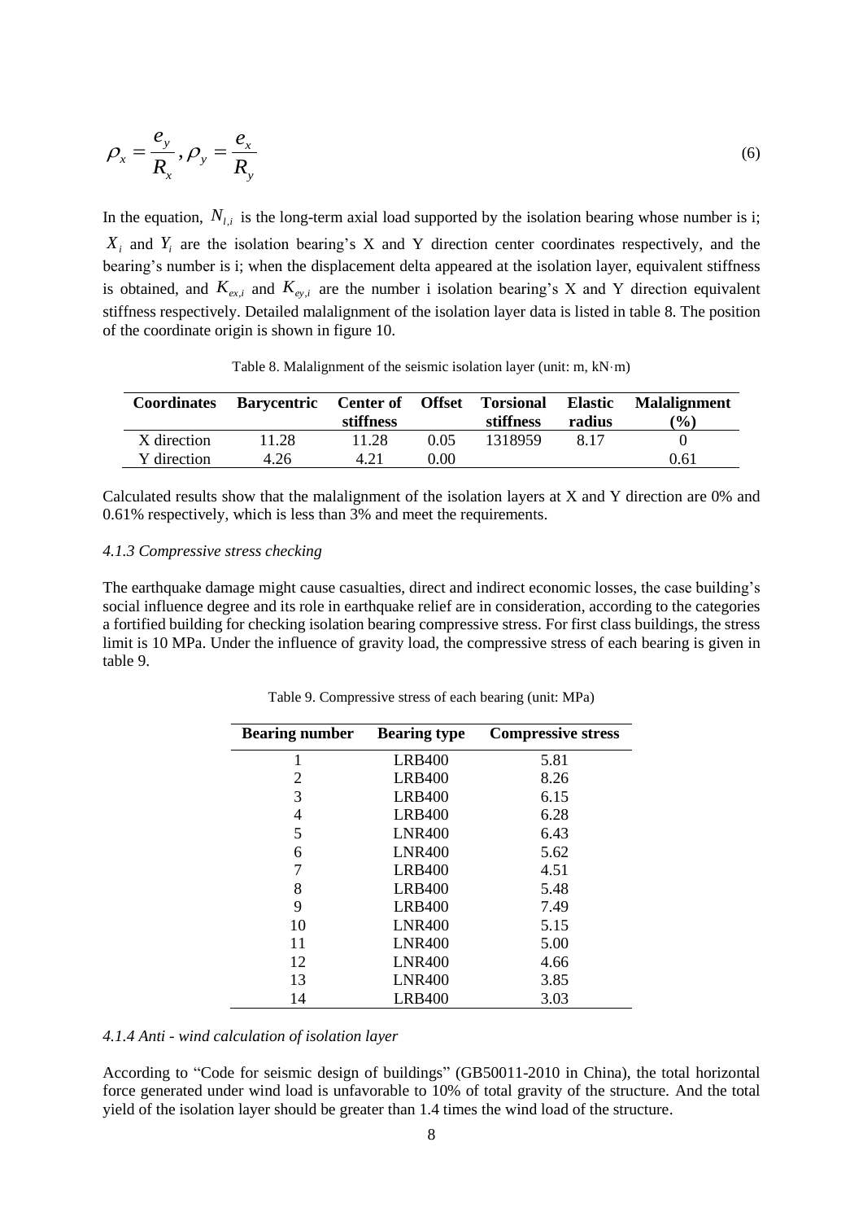$$\rho_x = \frac{e_y}{R_x}, \rho_y = \frac{e_x}{R_y} \tag{6}$$

In the equation, $N_{l,i}$ is the long-term axial load supported by the isolation bearing whose number is i; $X_i$ and $Y_i$ are the isolation bearing's X and Y direction center coordinates respectively, and the bearing's number is i; when the displacement delta appeared at the isolation layer, equivalent stiffness is obtained, and $K_{ex,i}$ and $K_{ey,i}$ are the number i isolation bearing's X and Y direction equivalent stiffness respectively. Detailed malalignment of the isolation layer data is listed in table 8. The position of the coordinate origin is shown in figure 10.

Table 8. Malalignment of the seismic isolation layer (unit: m, kN·m)

| Coordinates | Barycentric | Center of stiffness | Offset | Torsional stiffness | Elastic radius | Malalignment (%) |
|---|---|---|---|---|---|---|
| X direction | 11.28 | 11.28 | 0.05 | 1318959 | 8.17 | 0 |
| Y direction | 4.26 | 4.21 | 0.00 | | | 0.61 |

Calculated results show that the malalignment of the isolation layers at X and Y direction are 0% and 0.61% respectively, which is less than 3% and meet the requirements.

#### *4.1.3 Compressive stress checking*

The earthquake damage might cause casualties, direct and indirect economic losses, the case building's social influence degree and its role in earthquake relief are in consideration, according to the categories a fortified building for checking isolation bearing compressive stress. For first class buildings, the stress limit is 10 MPa. Under the influence of gravity load, the compressive stress of each bearing is given in table 9.

Table 9. Compressive stress of each bearing (unit: MPa)

| Bearing number | Bearing type | Compressive stress |
|---|---|---|
| 1 | LRB400 | 5.81 |
| 2 | LRB400 | 8.26 |
| 3 | LRB400 | 6.15 |
| 4 | LRB400 | 6.28 |
| 5 | LNR400 | 6.43 |
| 6 | LNR400 | 5.62 |
| 7 | LRB400 | 4.51 |
| 8 | LRB400 | 5.48 |
| 9 | LRB400 | 7.49 |
| 10 | LNR400 | 5.15 |
| 11 | LNR400 | 5.00 |
| 12 | LNR400 | 4.66 |
| 13 | LNR400 | 3.85 |
| 14 | LRB400 | 3.03 |

#### *4.1.4 Anti - wind calculation of isolation layer*

According to "Code for seismic design of buildings" (GB50011-2010 in China), the total horizontal force generated under wind load is unfavorable to 10% of total gravity of the structure. And the total yield of the isolation layer should be greater than 1.4 times the wind load of the structure.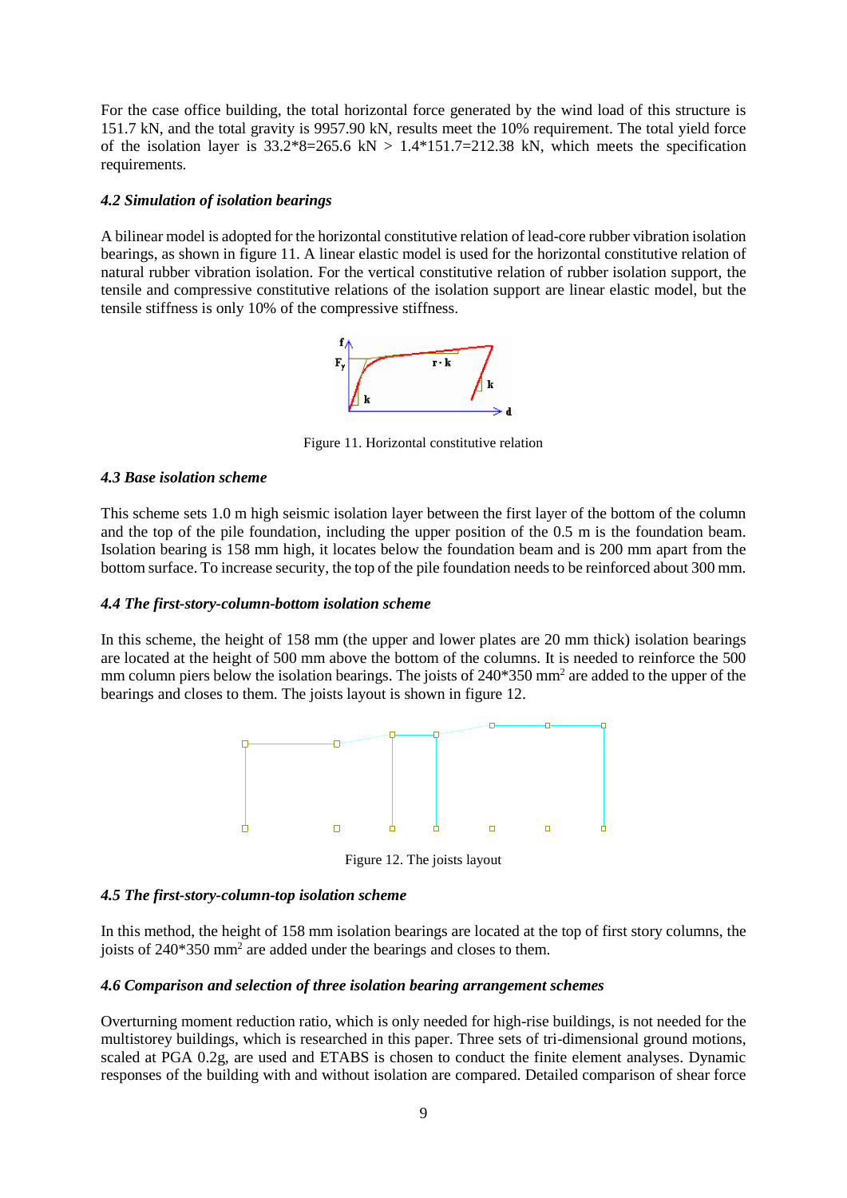For the case office building, the total horizontal force generated by the wind load of this structure is 151.7 kN, and the total gravity is 9957.90 kN, results meet the 10% requirement. The total yield force of the isolation layer is 33.2*8=265.6 kN > 1.4*151.7=212.38 kN, which meets the specification requirements.

### *4.2 Simulation of isolation bearings*

A bilinear model is adopted for the horizontal constitutive relation of lead-core rubber vibration isolation bearings, as shown in figure 11. A linear elastic model is used for the horizontal constitutive relation of natural rubber vibration isolation. For the vertical constitutive relation of rubber isolation support, the tensile and compressive constitutive relations of the isolation support are linear elastic model, but the tensile stiffness is only 10% of the compressive stiffness.

Figure 11. Horizontal constitutive relation

### *4.3 Base isolation scheme*

This scheme sets 1.0 m high seismic isolation layer between the first layer of the bottom of the column and the top of the pile foundation, including the upper position of the 0.5 m is the foundation beam. Isolation bearing is 158 mm high, it locates below the foundation beam and is 200 mm apart from the bottom surface. To increase security, the top of the pile foundation needs to be reinforced about 300 mm.

### *4.4 The first-story-column-bottom isolation scheme*

In this scheme, the height of 158 mm (the upper and lower plates are 20 mm thick) isolation bearings are located at the height of 500 mm above the bottom of the columns. It is needed to reinforce the 500 mm column piers below the isolation bearings. The joists of 240*350 $mm^2$ are added to the upper of the bearings and closes to them. The joists layout is shown in figure 12.

Figure 12. The joists layout

### *4.5 The first-story-column-top isolation scheme*

In this method, the height of 158 mm isolation bearings are located at the top of first story columns, the joists of 240*350 $mm^2$ are added under the bearings and closes to them.

### *4.6 Comparison and selection of three isolation bearing arrangement schemes*

Overturning moment reduction ratio, which is only needed for high-rise buildings, is not needed for the multistorey buildings, which is researched in this paper. Three sets of tri-dimensional ground motions, scaled at PGA 0.2g, are used and ETABS is chosen to conduct the finite element analyses. Dynamic responses of the building with and without isolation are compared. Detailed comparison of shear force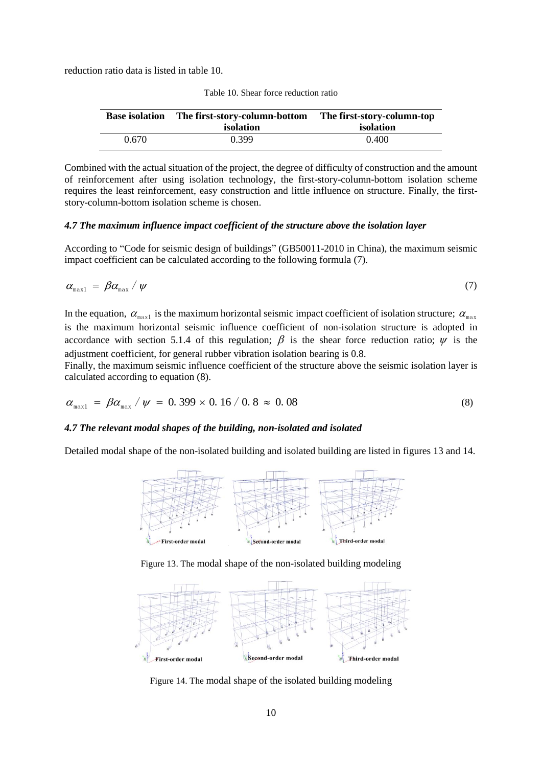reduction ratio data is listed in table 10.

Table 10. Shear force reduction ratio

| Base isolation | The first-story-column-bottom isolation | The first-story-column-top isolation |
|---|---|---|
| 0.670 | 0.399 | 0.400 |

Combined with the actual situation of the project, the degree of difficulty of construction and the amount of reinforcement after using isolation technology, the first-story-column-bottom isolation scheme requires the least reinforcement, easy construction and little influence on structure. Finally, the first-story-column-bottom isolation scheme is chosen.

### *4.7 The maximum influence impact coefficient of the structure above the isolation layer*

According to "Code for seismic design of buildings" (GB50011-2010 in China), the maximum seismic impact coefficient can be calculated according to the following formula (7).

$$\alpha_{\max 1} = \beta \alpha_{\max} / \psi \tag{7}$$

In the equation, $\alpha_{\max 1}$ is the maximum horizontal seismic impact coefficient of isolation structure; $\alpha_{\max}$ is the maximum horizontal seismic influence coefficient of non-isolation structure is adopted in accordance with section 5.1.4 of this regulation; $\beta$ is the shear force reduction ratio; $\psi$ is the adjustment coefficient, for general rubber vibration isolation bearing is 0.8.

Finally, the maximum seismic influence coefficient of the structure above the seismic isolation layer is calculated according to equation (8).

$$\alpha_{\max 1} = \beta \alpha_{\max} / \psi = 0.399 \times 0.16 / 0.8 \approx 0.08 \tag{8}$$

### *4.7 The relevant modal shapes of the building, non-isolated and isolated*

Detailed modal shape of the non-isolated building and isolated building are listed in figures 13 and 14.

Figure 13. The modal shape of the non-isolated building modeling

Figure 14. The modal shape of the isolated building modeling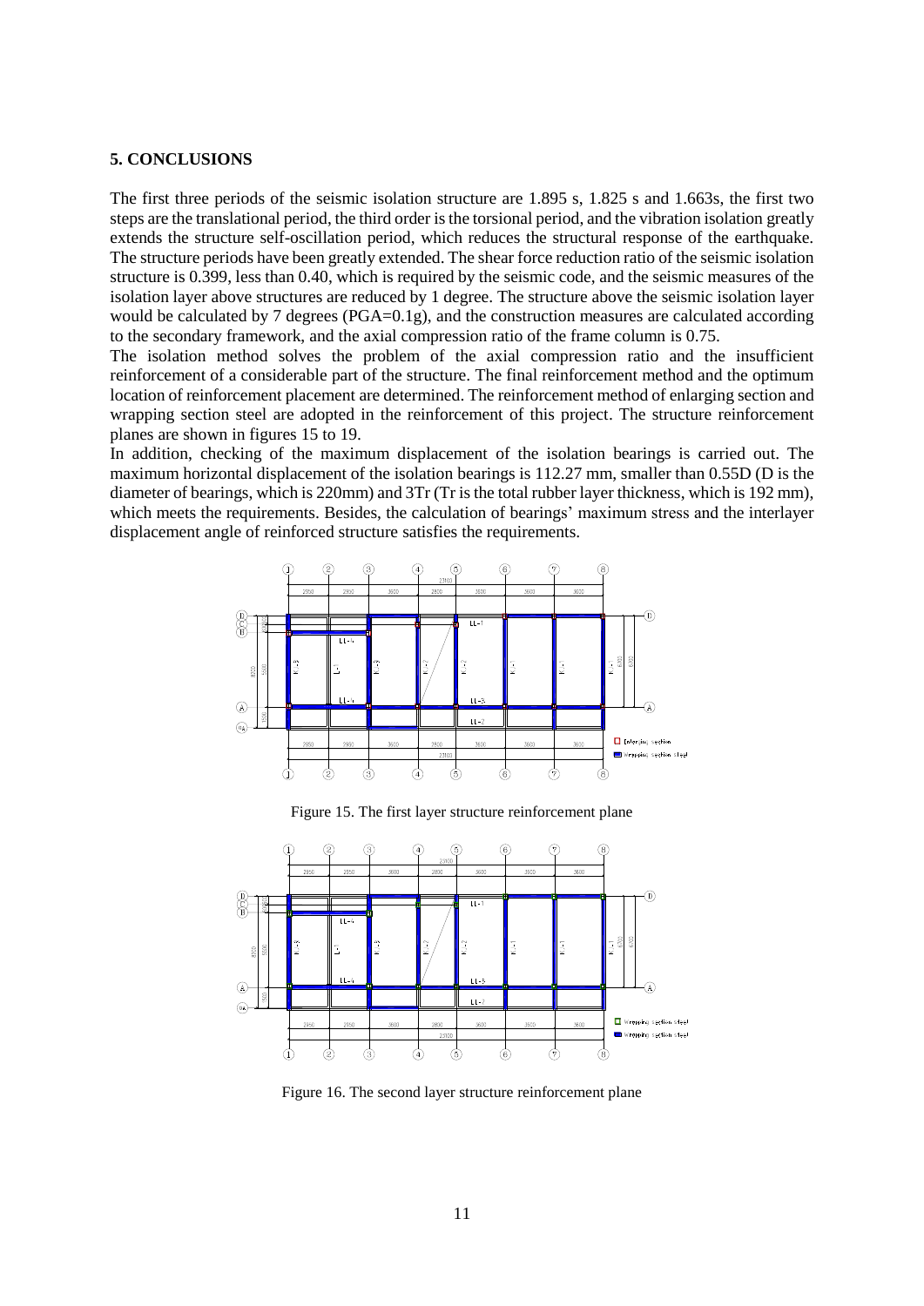## 5. CONCLUSIONS

The first three periods of the seismic isolation structure are 1.895 s, 1.825 s and 1.663s, the first two steps are the translational period, the third order is the torsional period, and the vibration isolation greatly extends the structure self-oscillation period, which reduces the structural response of the earthquake. The structure periods have been greatly extended. The shear force reduction ratio of the seismic isolation structure is 0.399, less than 0.40, which is required by the seismic code, and the seismic measures of the isolation layer above structures are reduced by 1 degree. The structure above the seismic isolation layer would be calculated by 7 degrees (PGA=0.1g), and the construction measures are calculated according to the secondary framework, and the axial compression ratio of the frame column is 0.75.

The isolation method solves the problem of the axial compression ratio and the insufficient reinforcement of a considerable part of the structure. The final reinforcement method and the optimum location of reinforcement placement are determined. The reinforcement method of enlarging section and wrapping section steel are adopted in the reinforcement of this project. The structure reinforcement planes are shown in figures 15 to 19.

In addition, checking of the maximum displacement of the isolation bearings is carried out. The maximum horizontal displacement of the isolation bearings is 112.27 mm, smaller than 0.55D (D is the diameter of bearings, which is 220mm) and 3Tr (Tr is the total rubber layer thickness, which is 192 mm), which meets the requirements. Besides, the calculation of bearings' maximum stress and the interlayer displacement angle of reinforced structure satisfies the requirements.

Figure 15. The first layer structure reinforcement plane

Figure 16. The second layer structure reinforcement plane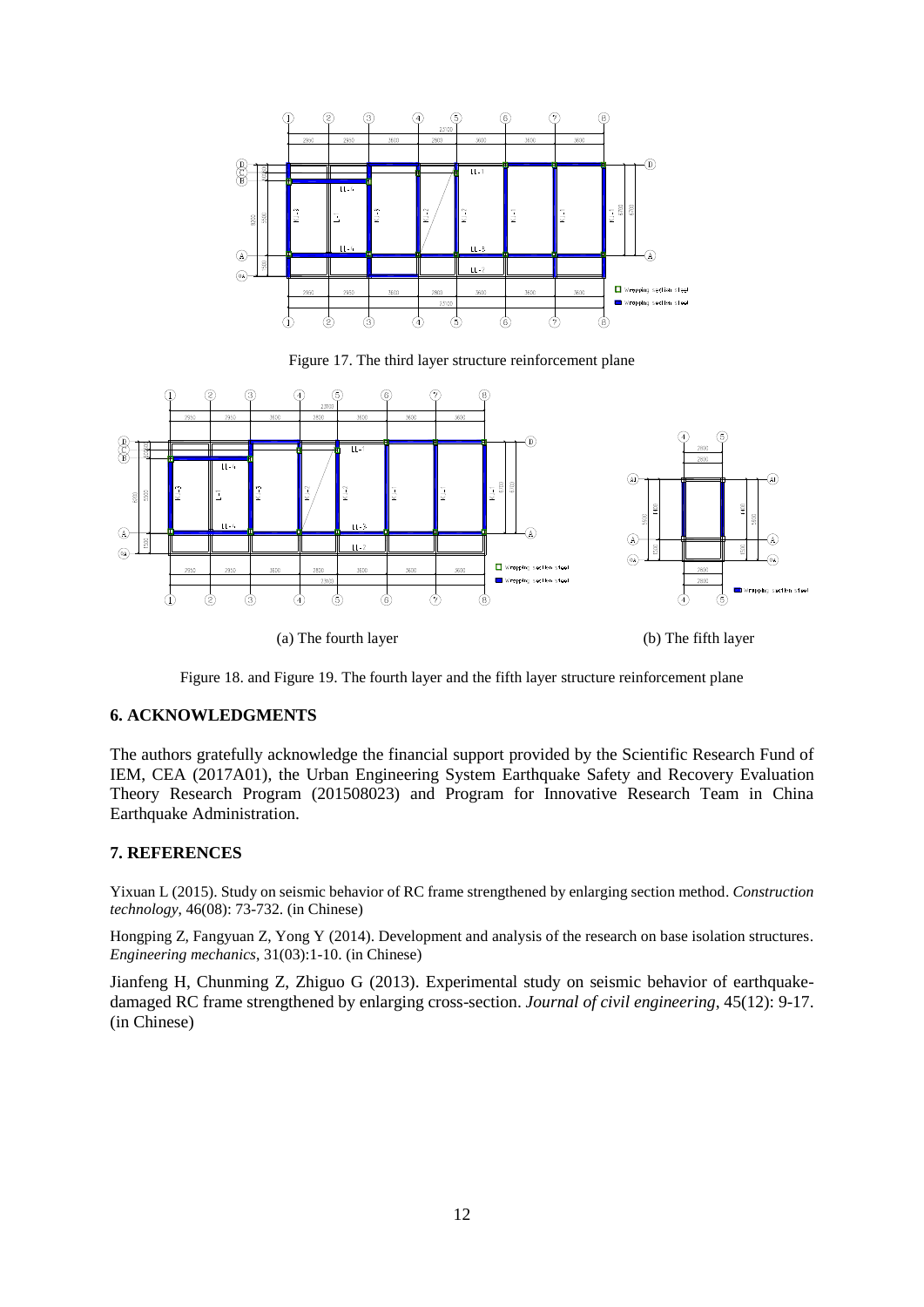Figure 17. The third layer structure reinforcement plane

(a) The fourth layer

(b) The fifth layer

Figure 18. and Figure 19. The fourth layer and the fifth layer structure reinforcement plane

## 6. ACKNOWLEDGMENTS

The authors gratefully acknowledge the financial support provided by the Scientific Research Fund of IEM, CEA (2017A01), the Urban Engineering System Earthquake Safety and Recovery Evaluation Theory Research Program (201508023) and Program for Innovative Research Team in China Earthquake Administration.

## 7. REFERENCES

Yixuan L (2015). Study on seismic behavior of RC frame strengthened by enlarging section method. *Construction technology*, 46(08): 73-732. (in Chinese)

Hongping Z, Fangyuan Z, Yong Y (2014). Development and analysis of the research on base isolation structures. *Engineering mechanics*, 31(03):1-10. (in Chinese)

Jianfeng H, Chunming Z, Zhiguo G (2013). Experimental study on seismic behavior of earthquake-damaged RC frame strengthened by enlarging cross-section. *Journal of civil engineering*, 45(12): 9-17. (in Chinese)